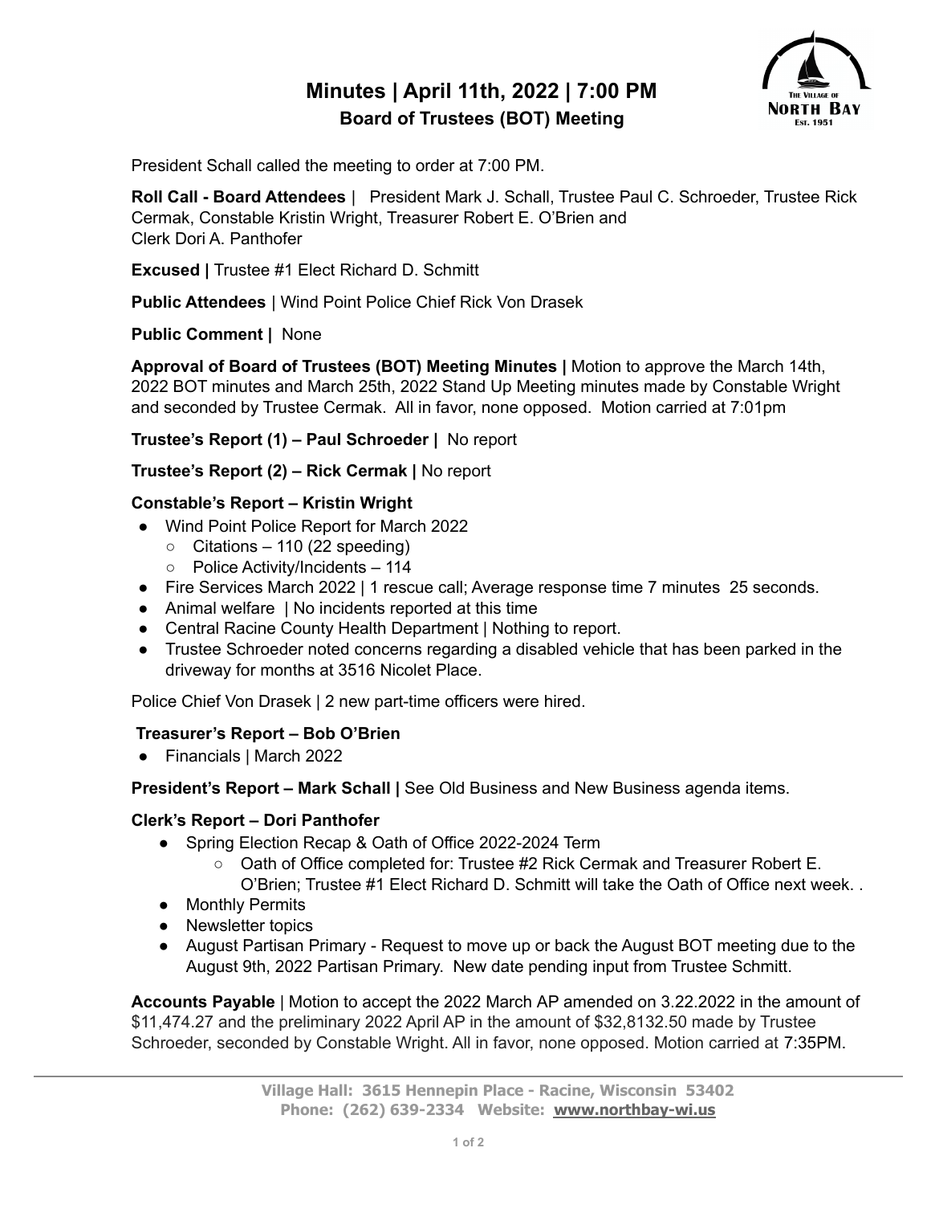# Minutes | April 11th, 2022 | 7:00 PM

## Board of Trustees (BOT) Meeting

President Schall called the meeting to order at 7:00 PM.

**Roll Call - Board Attendees** | President Mark J. Schall, Trustee Paul C. Schroeder, Trustee Rick Cermak, Constable Kristin Wright, Treasurer Robert E. O'Brien and Clerk Dori A. Panthofer

**Excused |** Trustee #1 Elect Richard D. Schmitt

**Public Attendees** | Wind Point Police Chief Rick Von Drasek

**Public Comment |** None

**Approval of Board of Trustees (BOT) Meeting Minutes |** Motion to approve the March 14th, 2022 BOT minutes and March 25th, 2022 Stand Up Meeting minutes made by Constable Wright and seconded by Trustee Cermak. All in favor, none opposed. Motion carried at 7:01pm

**Trustee's Report (1) – Paul Schroeder |** No report

**Trustee's Report (2) – Rick Cermak |** No report

**Constable's Report – Kristin Wright**

- Wind Point Police Report for March 2022
  - Citations – 110 (22 speeding)
  - Police Activity/Incidents – 114
- Fire Services March 2022 | 1 rescue call; Average response time 7 minutes 25 seconds.
- Animal welfare | No incidents reported at this time
- Central Racine County Health Department | Nothing to report.
- Trustee Schroeder noted concerns regarding a disabled vehicle that has been parked in the driveway for months at 3516 Nicolet Place.

Police Chief Von Drasek | 2 new part-time officers were hired.

**Treasurer's Report – Bob O'Brien**

- Financials | March 2022

**President's Report – Mark Schall |** See Old Business and New Business agenda items.

**Clerk's Report – Dori Panthofer**

- Spring Election Recap & Oath of Office 2022-2024 Term
  - Oath of Office completed for: Trustee #2 Rick Cermak and Treasurer Robert E. O'Brien; Trustee #1 Elect Richard D. Schmitt will take the Oath of Office next week. .
- Monthly Permits
- Newsletter topics
- August Partisan Primary - Request to move up or back the August BOT meeting due to the August 9th, 2022 Partisan Primary. New date pending input from Trustee Schmitt.

**Accounts Payable** | Motion to accept the 2022 March AP amended on 3.22.2022 in the amount of $11,474.27 and the preliminary 2022 April AP in the amount of $32,8132.50 made by Trustee Schroeder, seconded by Constable Wright. All in favor, none opposed. Motion carried at 7:35PM.

Village Hall: 3615 Hennepin Place - Racine, Wisconsin 53402
Phone: (262) 639-2334 Website: www.northbay-wi.us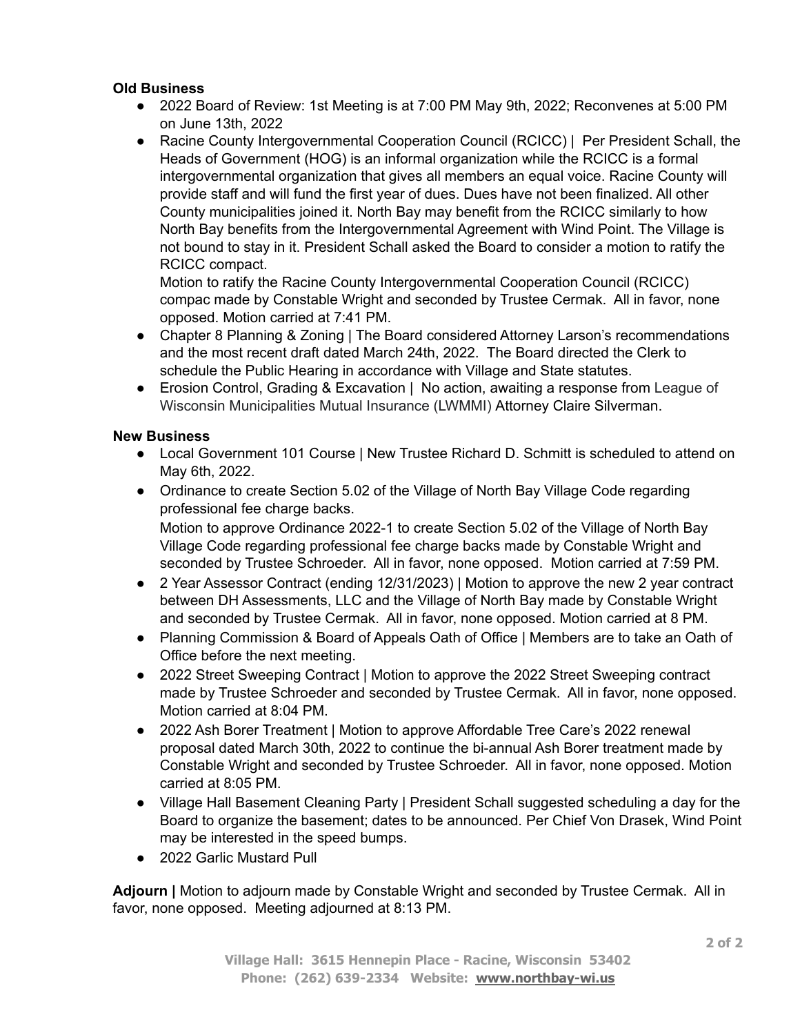**Old Business**

- 2022 Board of Review: 1st Meeting is at 7:00 PM May 9th, 2022; Reconvenes at 5:00 PM on June 13th, 2022
- Racine County Intergovernmental Cooperation Council (RCICC) | Per President Schall, the Heads of Government (HOG) is an informal organization while the RCICC is a formal intergovernmental organization that gives all members an equal voice. Racine County will provide staff and will fund the first year of dues. Dues have not been finalized. All other County municipalities joined it. North Bay may benefit from the RCICC similarly to how North Bay benefits from the Intergovernmental Agreement with Wind Point. The Village is not bound to stay in it. President Schall asked the Board to consider a motion to ratify the RCICC compact.
  Motion to ratify the Racine County Intergovernmental Cooperation Council (RCICC) compac made by Constable Wright and seconded by Trustee Cermak. All in favor, none opposed. Motion carried at 7:41 PM.
- Chapter 8 Planning & Zoning | The Board considered Attorney Larson's recommendations and the most recent draft dated March 24th, 2022. The Board directed the Clerk to schedule the Public Hearing in accordance with Village and State statutes.
- Erosion Control, Grading & Excavation | No action, awaiting a response from League of Wisconsin Municipalities Mutual Insurance (LWMMI) Attorney Claire Silverman.

**New Business**

- Local Government 101 Course | New Trustee Richard D. Schmitt is scheduled to attend on May 6th, 2022.
- Ordinance to create Section 5.02 of the Village of North Bay Village Code regarding professional fee charge backs.
  Motion to approve Ordinance 2022-1 to create Section 5.02 of the Village of North Bay Village Code regarding professional fee charge backs made by Constable Wright and seconded by Trustee Schroeder. All in favor, none opposed. Motion carried at 7:59 PM.
- 2 Year Assessor Contract (ending 12/31/2023) | Motion to approve the new 2 year contract between DH Assessments, LLC and the Village of North Bay made by Constable Wright and seconded by Trustee Cermak. All in favor, none opposed. Motion carried at 8 PM.
- Planning Commission & Board of Appeals Oath of Office | Members are to take an Oath of Office before the next meeting.
- 2022 Street Sweeping Contract | Motion to approve the 2022 Street Sweeping contract made by Trustee Schroeder and seconded by Trustee Cermak. All in favor, none opposed. Motion carried at 8:04 PM.
- 2022 Ash Borer Treatment | Motion to approve Affordable Tree Care's 2022 renewal proposal dated March 30th, 2022 to continue the bi-annual Ash Borer treatment made by Constable Wright and seconded by Trustee Schroeder. All in favor, none opposed. Motion carried at 8:05 PM.
- Village Hall Basement Cleaning Party | President Schall suggested scheduling a day for the Board to organize the basement; dates to be announced. Per Chief Von Drasek, Wind Point may be interested in the speed bumps.
- 2022 Garlic Mustard Pull

**Adjourn |** Motion to adjourn made by Constable Wright and seconded by Trustee Cermak. All in favor, none opposed. Meeting adjourned at 8:13 PM.

Village Hall: 3615 Hennepin Place - Racine, Wisconsin 53402
Phone: (262) 639-2334 Website: www.northbay-wi.us